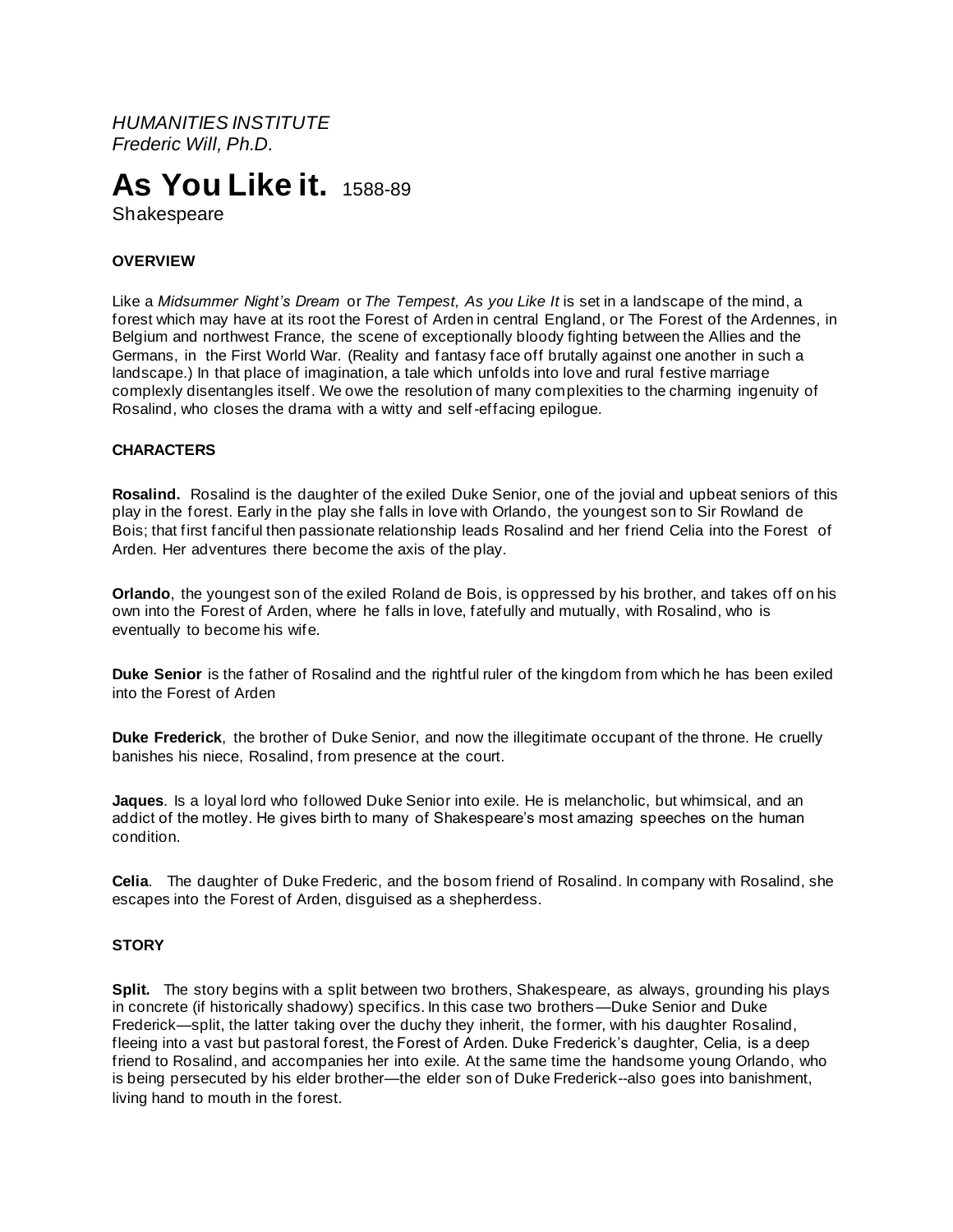*HUMANITIES INSTITUTE*
*Frederic Will, Ph.D.*

# As You Like it. 1588-89

Shakespeare

### OVERVIEW

Like a *Midsummer Night's Dream* or *The Tempest, As you Like It* is set in a landscape of the mind, a forest which may have at its root the Forest of Arden in central England, or The Forest of the Ardennes, in Belgium and northwest France, the scene of exceptionally bloody fighting between the Allies and the Germans, in the First World War. (Reality and fantasy face off brutally against one another in such a landscape.) In that place of imagination, a tale which unfolds into love and rural festive marriage complexly disentangles itself. We owe the resolution of many complexities to the charming ingenuity of Rosalind, who closes the drama with a witty and self-effacing epilogue.

### CHARACTERS

**Rosalind.** Rosalind is the daughter of the exiled Duke Senior, one of the jovial and upbeat seniors of this play in the forest. Early in the play she falls in love with Orlando, the youngest son to Sir Rowland de Bois; that first fanciful then passionate relationship leads Rosalind and her friend Celia into the Forest of Arden. Her adventures there become the axis of the play.

**Orlando**, the youngest son of the exiled Roland de Bois, is oppressed by his brother, and takes off on his own into the Forest of Arden, where he falls in love, fatefully and mutually, with Rosalind, who is eventually to become his wife.

**Duke Senior** is the father of Rosalind and the rightful ruler of the kingdom from which he has been exiled into the Forest of Arden

**Duke Frederick**, the brother of Duke Senior, and now the illegitimate occupant of the throne. He cruelly banishes his niece, Rosalind, from presence at the court.

**Jaques**. Is a loyal lord who followed Duke Senior into exile. He is melancholic, but whimsical, and an addict of the motley. He gives birth to many of Shakespeare's most amazing speeches on the human condition.

**Celia**. The daughter of Duke Frederic, and the bosom friend of Rosalind. In company with Rosalind, she escapes into the Forest of Arden, disguised as a shepherdess.

### STORY

**Split.** The story begins with a split between two brothers, Shakespeare, as always, grounding his plays in concrete (if historically shadowy) specifics. In this case two brothers—Duke Senior and Duke Frederick—split, the latter taking over the duchy they inherit, the former, with his daughter Rosalind, fleeing into a vast but pastoral forest, the Forest of Arden. Duke Frederick's daughter, Celia, is a deep friend to Rosalind, and accompanies her into exile. At the same time the handsome young Orlando, who is being persecuted by his elder brother—the elder son of Duke Frederick--also goes into banishment, living hand to mouth in the forest.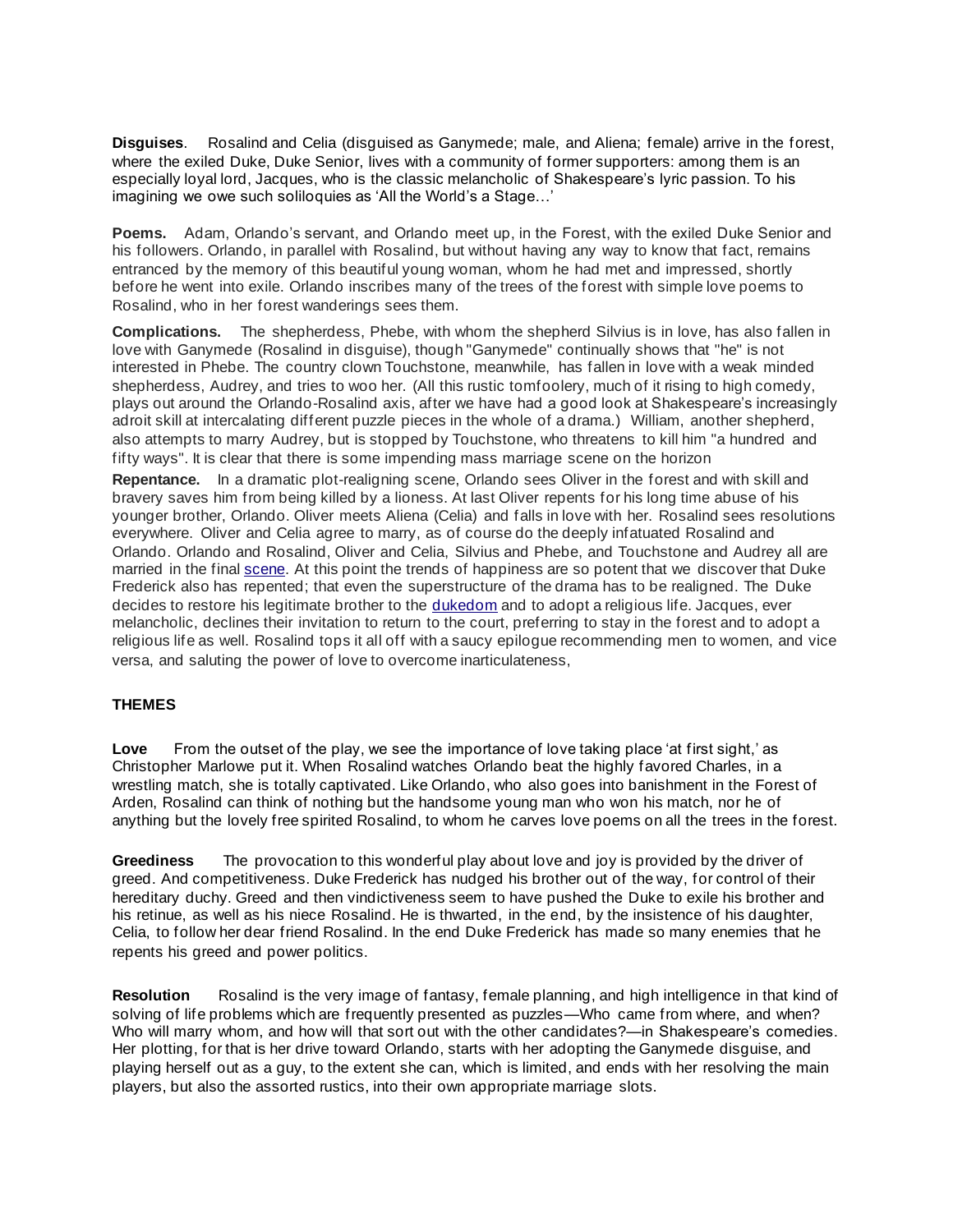**Disguises**. Rosalind and Celia (disguised as Ganymede; male, and Aliena; female) arrive in the forest, where the exiled Duke, Duke Senior, lives with a community of former supporters: among them is an especially loyal lord, Jacques, who is the classic melancholic of Shakespeare's lyric passion. To his imagining we owe such soliloquies as 'All the World's a Stage…'

**Poems.** Adam, Orlando's servant, and Orlando meet up, in the Forest, with the exiled Duke Senior and his followers. Orlando, in parallel with Rosalind, but without having any way to know that fact, remains entranced by the memory of this beautiful young woman, whom he had met and impressed, shortly before he went into exile. Orlando inscribes many of the trees of the forest with simple love poems to Rosalind, who in her forest wanderings sees them.

**Complications.** The shepherdess, Phebe, with whom the shepherd Silvius is in love, has also fallen in love with Ganymede (Rosalind in disguise), though "Ganymede" continually shows that "he" is not interested in Phebe. The country clown Touchstone, meanwhile, has fallen in love with a weak minded shepherdess, Audrey, and tries to woo her. (All this rustic tomfoolery, much of it rising to high comedy, plays out around the Orlando-Rosalind axis, after we have had a good look at Shakespeare's increasingly adroit skill at intercalating different puzzle pieces in the whole of a drama.) William, another shepherd, also attempts to marry Audrey, but is stopped by Touchstone, who threatens to kill him "a hundred and fifty ways". It is clear that there is some impending mass marriage scene on the horizon

**Repentance.** In a dramatic plot-realigning scene, Orlando sees Oliver in the forest and with skill and bravery saves him from being killed by a lioness. At last Oliver repents for his long time abuse of his younger brother, Orlando. Oliver meets Aliena (Celia) and falls in love with her. Rosalind sees resolutions everywhere. Oliver and Celia agree to marry, as of course do the deeply infatuated Rosalind and Orlando. Orlando and Rosalind, Oliver and Celia, Silvius and Phebe, and Touchstone and Audrey all are married in the final scene. At this point the trends of happiness are so potent that we discover that Duke Frederick also has repented; that even the superstructure of the drama has to be realigned. The Duke decides to restore his legitimate brother to the dukedom and to adopt a religious life. Jacques, ever melancholic, declines their invitation to return to the court, preferring to stay in the forest and to adopt a religious life as well. Rosalind tops it all off with a saucy epilogue recommending men to women, and vice versa, and saluting the power of love to overcome inarticulateness,

## THEMES

**Love** From the outset of the play, we see the importance of love taking place 'at first sight,' as Christopher Marlowe put it. When Rosalind watches Orlando beat the highly favored Charles, in a wrestling match, she is totally captivated. Like Orlando, who also goes into banishment in the Forest of Arden, Rosalind can think of nothing but the handsome young man who won his match, nor he of anything but the lovely free spirited Rosalind, to whom he carves love poems on all the trees in the forest.

**Greediness** The provocation to this wonderful play about love and joy is provided by the driver of greed. And competitiveness. Duke Frederick has nudged his brother out of the way, for control of their hereditary duchy. Greed and then vindictiveness seem to have pushed the Duke to exile his brother and his retinue, as well as his niece Rosalind. He is thwarted, in the end, by the insistence of his daughter, Celia, to follow her dear friend Rosalind. In the end Duke Frederick has made so many enemies that he repents his greed and power politics.

**Resolution** Rosalind is the very image of fantasy, female planning, and high intelligence in that kind of solving of life problems which are frequently presented as puzzles—Who came from where, and when? Who will marry whom, and how will that sort out with the other candidates?—in Shakespeare's comedies. Her plotting, for that is her drive toward Orlando, starts with her adopting the Ganymede disguise, and playing herself out as a guy, to the extent she can, which is limited, and ends with her resolving the main players, but also the assorted rustics, into their own appropriate marriage slots.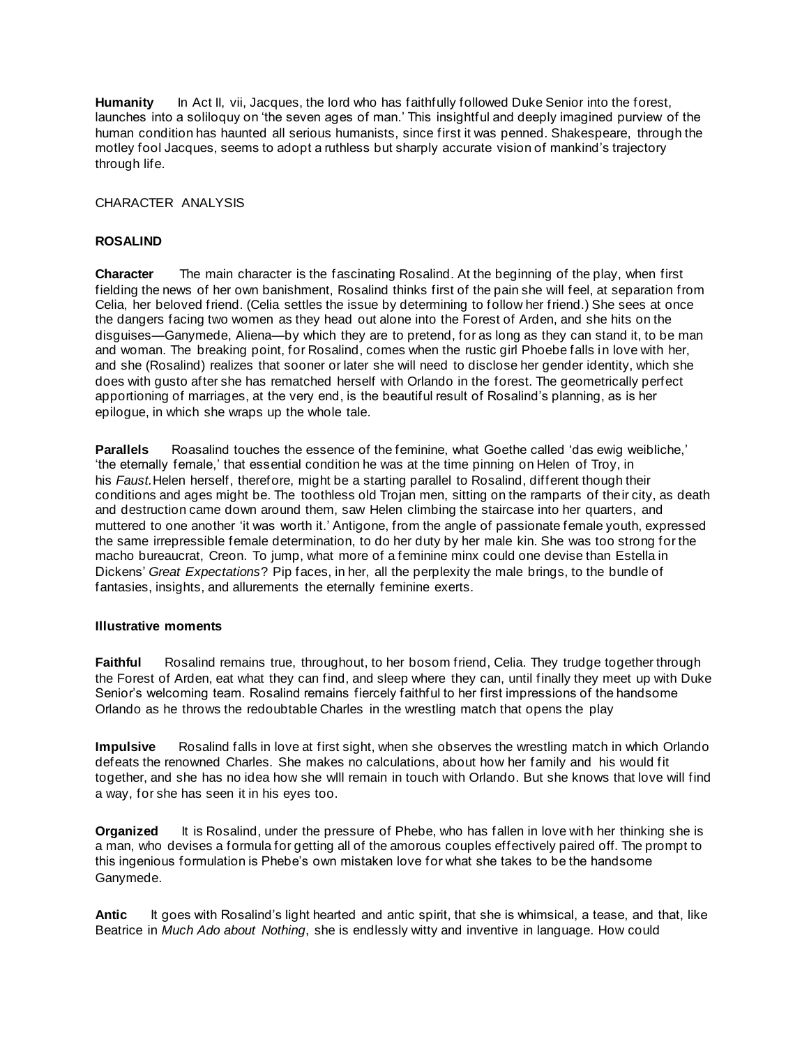**Humanity** In Act II, vii, Jacques, the lord who has faithfully followed Duke Senior into the forest, launches into a soliloquy on 'the seven ages of man.' This insightful and deeply imagined purview of the human condition has haunted all serious humanists, since first it was penned. Shakespeare, through the motley fool Jacques, seems to adopt a ruthless but sharply accurate vision of mankind's trajectory through life.

CHARACTER ANALYSIS

**ROSALIND**

**Character** The main character is the fascinating Rosalind. At the beginning of the play, when first fielding the news of her own banishment, Rosalind thinks first of the pain she will feel, at separation from Celia, her beloved friend. (Celia settles the issue by determining to follow her friend.) She sees at once the dangers facing two women as they head out alone into the Forest of Arden, and she hits on the disguises—Ganymede, Aliena—by which they are to pretend, for as long as they can stand it, to be man and woman. The breaking point, for Rosalind, comes when the rustic girl Phoebe falls in love with her, and she (Rosalind) realizes that sooner or later she will need to disclose her gender identity, which she does with gusto after she has rematched herself with Orlando in the forest. The geometrically perfect apportioning of marriages, at the very end, is the beautiful result of Rosalind's planning, as is her epilogue, in which she wraps up the whole tale.

**Parallels** Roasalind touches the essence of the feminine, what Goethe called 'das ewig weibliche,' 'the eternally female,' that essential condition he was at the time pinning on Helen of Troy, in his *Faust.* Helen herself, therefore, might be a starting parallel to Rosalind, different though their conditions and ages might be. The toothless old Trojan men, sitting on the ramparts of their city, as death and destruction came down around them, saw Helen climbing the staircase into her quarters, and muttered to one another 'it was worth it.' Antigone, from the angle of passionate female youth, expressed the same irrepressible female determination, to do her duty by her male kin. She was too strong for the macho bureaucrat, Creon. To jump, what more of a feminine minx could one devise than Estella in Dickens' *Great Expectations*? Pip faces, in her, all the perplexity the male brings, to the bundle of fantasies, insights, and allurements the eternally feminine exerts.

**Illustrative moments**

**Faithful** Rosalind remains true, throughout, to her bosom friend, Celia. They trudge together through the Forest of Arden, eat what they can find, and sleep where they can, until finally they meet up with Duke Senior's welcoming team. Rosalind remains fiercely faithful to her first impressions of the handsome Orlando as he throws the redoubtable Charles in the wrestling match that opens the play

**Impulsive** Rosalind falls in love at first sight, when she observes the wrestling match in which Orlando defeats the renowned Charles. She makes no calculations, about how her family and his would fit together, and she has no idea how she wlll remain in touch with Orlando. But she knows that love will find a way, for she has seen it in his eyes too.

**Organized** It is Rosalind, under the pressure of Phebe, who has fallen in love with her thinking she is a man, who devises a formula for getting all of the amorous couples effectively paired off. The prompt to this ingenious formulation is Phebe's own mistaken love for what she takes to be the handsome Ganymede.

**Antic** It goes with Rosalind's light hearted and antic spirit, that she is whimsical, a tease, and that, like Beatrice in *Much Ado about Nothing*, she is endlessly witty and inventive in language. How could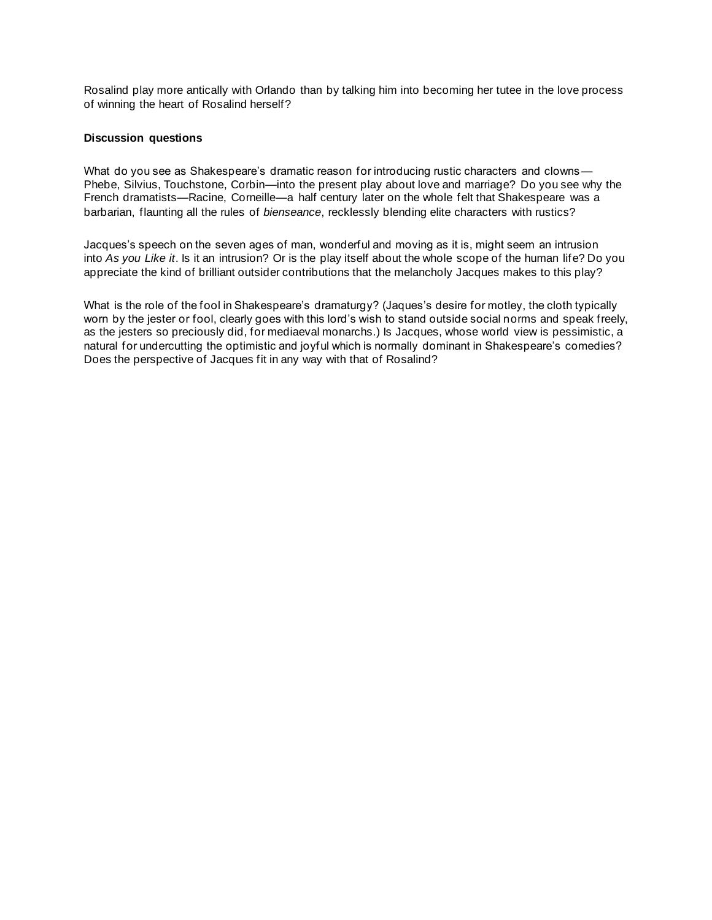Rosalind play more antically with Orlando than by talking him into becoming her tutee in the love process of winning the heart of Rosalind herself?

**Discussion questions**

What do you see as Shakespeare's dramatic reason for introducing rustic characters and clowns—Phebe, Silvius, Touchstone, Corbin—into the present play about love and marriage? Do you see why the French dramatists—Racine, Corneille—a half century later on the whole felt that Shakespeare was a barbarian, flaunting all the rules of *bienseance*, recklessly blending elite characters with rustics?

Jacques's speech on the seven ages of man, wonderful and moving as it is, might seem an intrusion into *As you Like it*. Is it an intrusion? Or is the play itself about the whole scope of the human life? Do you appreciate the kind of brilliant outsider contributions that the melancholy Jacques makes to this play?

What is the role of the fool in Shakespeare's dramaturgy? (Jaques's desire for motley, the cloth typically worn by the jester or fool, clearly goes with this lord's wish to stand outside social norms and speak freely, as the jesters so preciously did, for mediaeval monarchs.) Is Jacques, whose world view is pessimistic, a natural for undercutting the optimistic and joyful which is normally dominant in Shakespeare's comedies? Does the perspective of Jacques fit in any way with that of Rosalind?